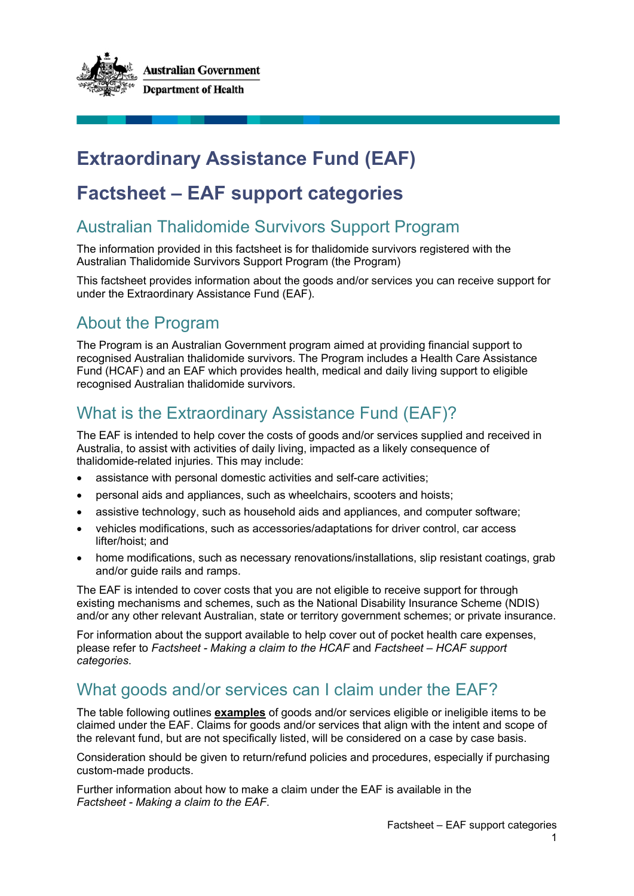Australian Government
Department of Health

# Extraordinary Assistance Fund (EAF)

# Factsheet – EAF support categories

## Australian Thalidomide Survivors Support Program

The information provided in this factsheet is for thalidomide survivors registered with the Australian Thalidomide Survivors Support Program (the Program)

This factsheet provides information about the goods and/or services you can receive support for under the Extraordinary Assistance Fund (EAF).

## About the Program

The Program is an Australian Government program aimed at providing financial support to recognised Australian thalidomide survivors. The Program includes a Health Care Assistance Fund (HCAF) and an EAF which provides health, medical and daily living support to eligible recognised Australian thalidomide survivors.

## What is the Extraordinary Assistance Fund (EAF)?

The EAF is intended to help cover the costs of goods and/or services supplied and received in Australia, to assist with activities of daily living, impacted as a likely consequence of thalidomide-related injuries. This may include:

- assistance with personal domestic activities and self-care activities;
- personal aids and appliances, such as wheelchairs, scooters and hoists;
- assistive technology, such as household aids and appliances, and computer software;
- vehicles modifications, such as accessories/adaptations for driver control, car access lifter/hoist; and
- home modifications, such as necessary renovations/installations, slip resistant coatings, grab and/or guide rails and ramps.

The EAF is intended to cover costs that you are not eligible to receive support for through existing mechanisms and schemes, such as the National Disability Insurance Scheme (NDIS) and/or any other relevant Australian, state or territory government schemes; or private insurance.

For information about the support available to help cover out of pocket health care expenses, please refer to *Factsheet - Making a claim to the HCAF* and *Factsheet – HCAF support categories*.

## What goods and/or services can I claim under the EAF?

The table following outlines **examples** of goods and/or services eligible or ineligible items to be claimed under the EAF. Claims for goods and/or services that align with the intent and scope of the relevant fund, but are not specifically listed, will be considered on a case by case basis.

Consideration should be given to return/refund policies and procedures, especially if purchasing custom-made products.

Further information about how to make a claim under the EAF is available in the *Factsheet - Making a claim to the EAF*.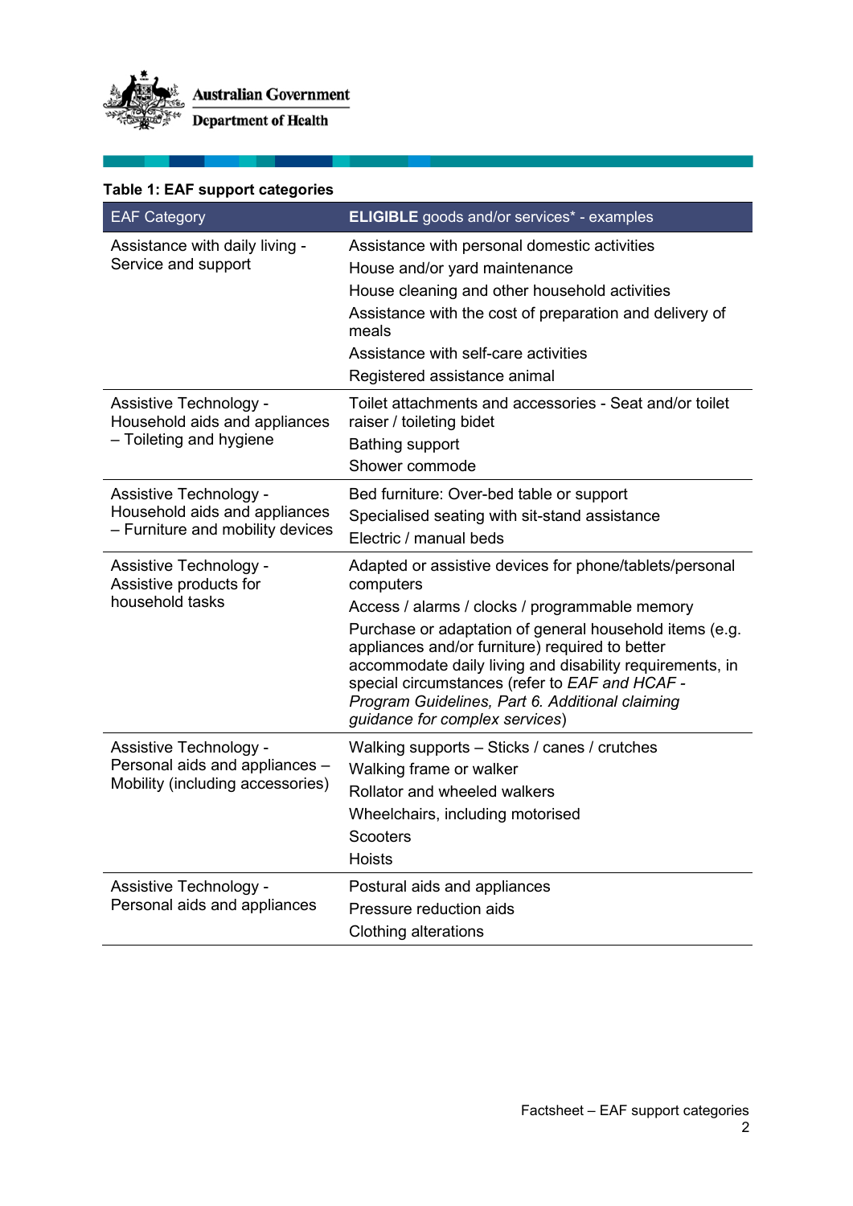**Table 1: EAF support categories**

| EAF Category | **ELIGIBLE** goods and/or services* - examples |
|---|---|
| Assistance with daily living - Service and support | Assistance with personal domestic activities<br>House and/or yard maintenance<br>House cleaning and other household activities<br>Assistance with the cost of preparation and delivery of meals<br>Assistance with self-care activities<br>Registered assistance animal |
| Assistive Technology - Household aids and appliances – Toileting and hygiene | Toilet attachments and accessories - Seat and/or toilet raiser / toileting bidet<br>Bathing support<br>Shower commode |
| Assistive Technology - Household aids and appliances – Furniture and mobility devices | Bed furniture: Over-bed table or support<br>Specialised seating with sit-stand assistance<br>Electric / manual beds |
| Assistive Technology - Assistive products for household tasks | Adapted or assistive devices for phone/tablets/personal computers<br>Access / alarms / clocks / programmable memory<br>Purchase or adaptation of general household items (e.g. appliances and/or furniture) required to better accommodate daily living and disability requirements, in special circumstances (refer to *EAF and HCAF - Program Guidelines, Part 6. Additional claiming guidance for complex services*) |
| Assistive Technology - Personal aids and appliances – Mobility (including accessories) | Walking supports – Sticks / canes / crutches<br>Walking frame or walker<br>Rollator and wheeled walkers<br>Wheelchairs, including motorised<br>Scooters<br>Hoists |
| Assistive Technology - Personal aids and appliances | Postural aids and appliances<br>Pressure reduction aids<br>Clothing alterations |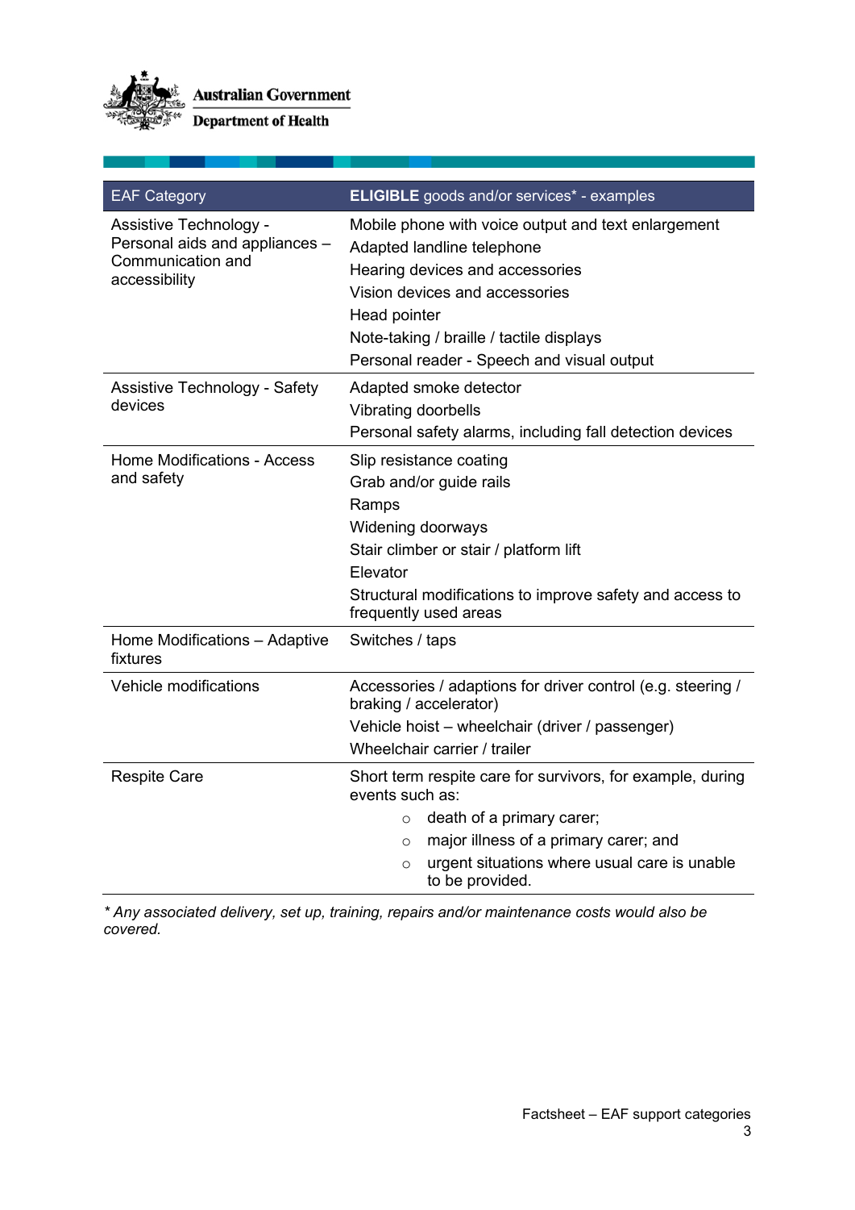| EAF Category | **ELIGIBLE** goods and/or services* - examples |
| --- | --- |
| Assistive Technology - Personal aids and appliances – Communication and accessibility | Mobile phone with voice output and text enlargement<br>Adapted landline telephone<br>Hearing devices and accessories<br>Vision devices and accessories<br>Head pointer<br>Note-taking / braille / tactile displays<br>Personal reader - Speech and visual output |
| Assistive Technology - Safety devices | Adapted smoke detector<br>Vibrating doorbells<br>Personal safety alarms, including fall detection devices |
| Home Modifications - Access and safety | Slip resistance coating<br>Grab and/or guide rails<br>Ramps<br>Widening doorways<br>Stair climber or stair / platform lift<br>Elevator<br>Structural modifications to improve safety and access to frequently used areas |
| Home Modifications – Adaptive fixtures | Switches / taps |
| Vehicle modifications | Accessories / adaptions for driver control (e.g. steering / braking / accelerator)<br>Vehicle hoist – wheelchair (driver / passenger)<br>Wheelchair carrier / trailer |
| Respite Care | Short term respite care for survivors, for example, during events such as:<br>○ death of a primary carer;<br>○ major illness of a primary carer; and<br>○ urgent situations where usual care is unable to be provided. |

*\* Any associated delivery, set up, training, repairs and/or maintenance costs would also be covered.*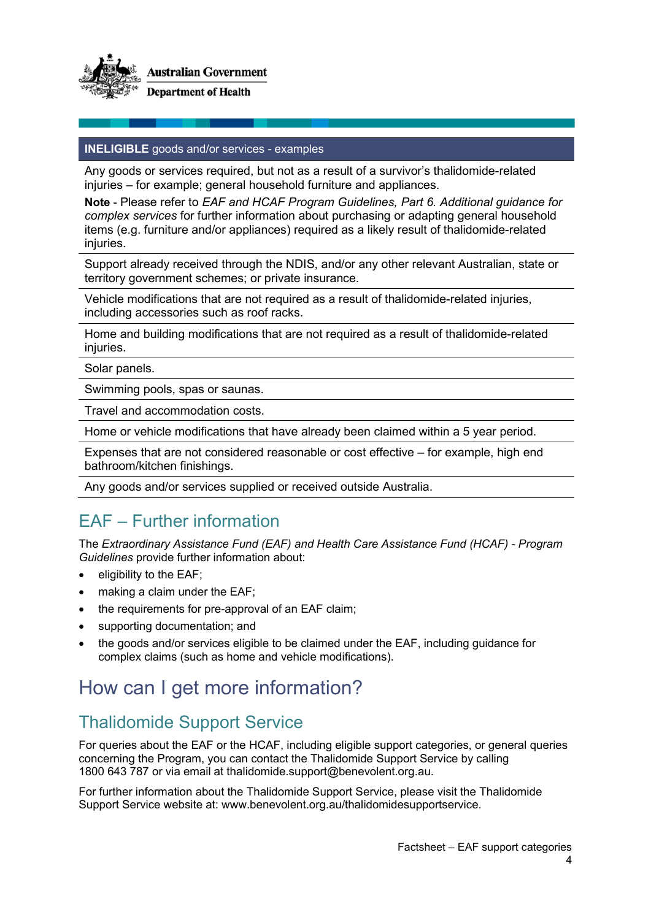| **INELIGIBLE** goods and/or services - examples |
| --- |
| Any goods or services required, but not as a result of a survivor's thalidomide-related injuries – for example; general household furniture and appliances.<br>**Note** - Please refer to *EAF and HCAF Program Guidelines, Part 6. Additional guidance for complex services* for further information about purchasing or adapting general household items (e.g. furniture and/or appliances) required as a likely result of thalidomide-related injuries. |
| Support already received through the NDIS, and/or any other relevant Australian, state or territory government schemes; or private insurance. |
| Vehicle modifications that are not required as a result of thalidomide-related injuries, including accessories such as roof racks. |
| Home and building modifications that are not required as a result of thalidomide-related injuries. |
| Solar panels. |
| Swimming pools, spas or saunas. |
| Travel and accommodation costs. |
| Home or vehicle modifications that have already been claimed within a 5 year period. |
| Expenses that are not considered reasonable or cost effective – for example, high end bathroom/kitchen finishings. |
| Any goods and/or services supplied or received outside Australia. |

## EAF – Further information

The *Extraordinary Assistance Fund (EAF) and Health Care Assistance Fund (HCAF) - Program Guidelines* provide further information about:

- eligibility to the EAF;
- making a claim under the EAF;
- the requirements for pre-approval of an EAF claim;
- supporting documentation; and
- the goods and/or services eligible to be claimed under the EAF, including guidance for complex claims (such as home and vehicle modifications).

# How can I get more information?

## Thalidomide Support Service

For queries about the EAF or the HCAF, including eligible support categories, or general queries concerning the Program, you can contact the Thalidomide Support Service by calling 1800 643 787 or via email at thalidomide.support@benevolent.org.au.

For further information about the Thalidomide Support Service, please visit the Thalidomide Support Service website at: www.benevolent.org.au/thalidomidesupportservice.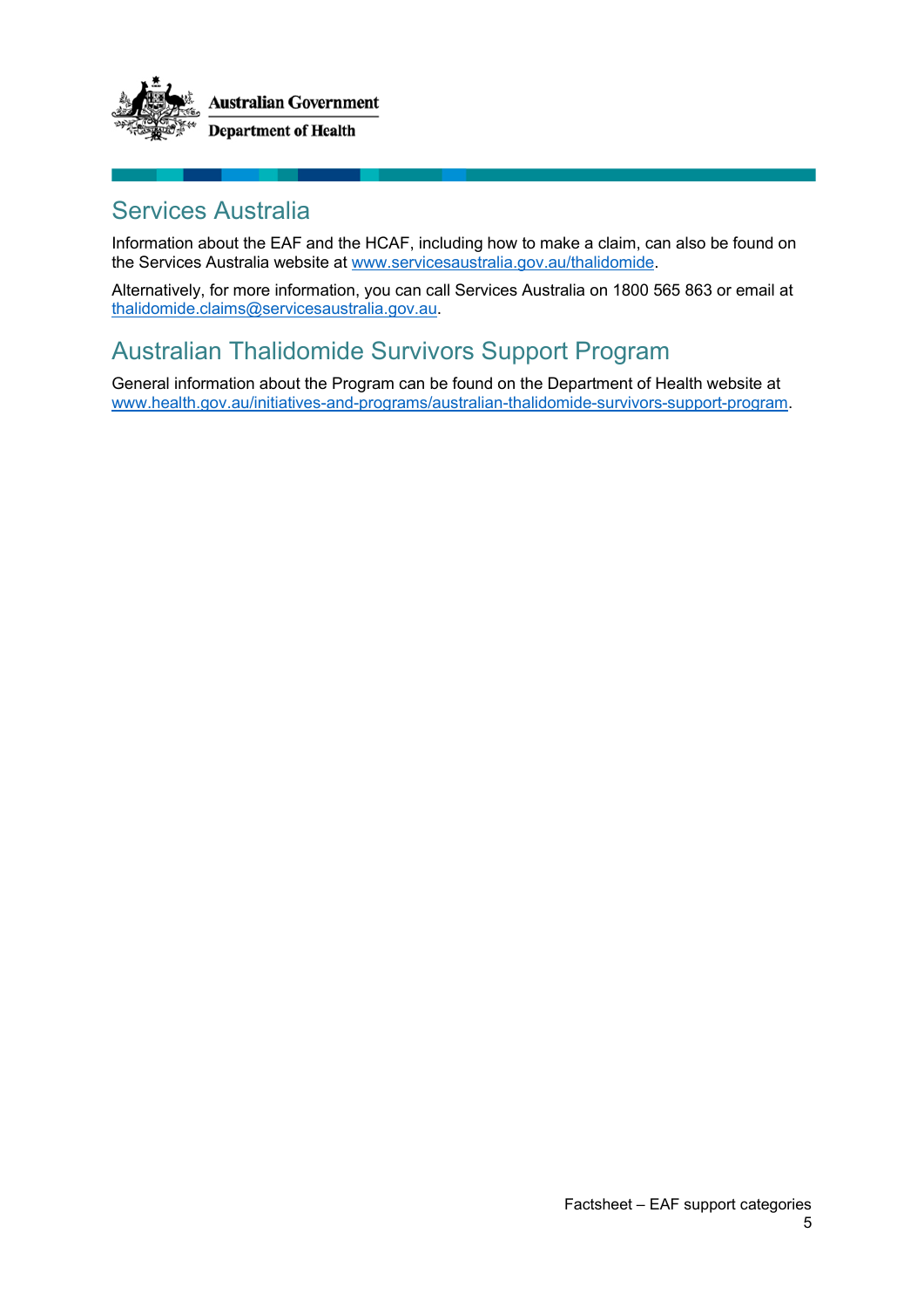## Services Australia

Information about the EAF and the HCAF, including how to make a claim, can also be found on the Services Australia website at [www.servicesaustralia.gov.au/thalidomide](http://www.servicesaustralia.gov.au/thalidomide).

Alternatively, for more information, you can call Services Australia on 1800 565 863 or email at [thalidomide.claims@servicesaustralia.gov.au](mailto:thalidomide.claims@servicesaustralia.gov.au).

## Australian Thalidomide Survivors Support Program

General information about the Program can be found on the Department of Health website at [www.health.gov.au/initiatives-and-programs/australian-thalidomide-survivors-support-program](http://www.health.gov.au/initiatives-and-programs/australian-thalidomide-survivors-support-program).